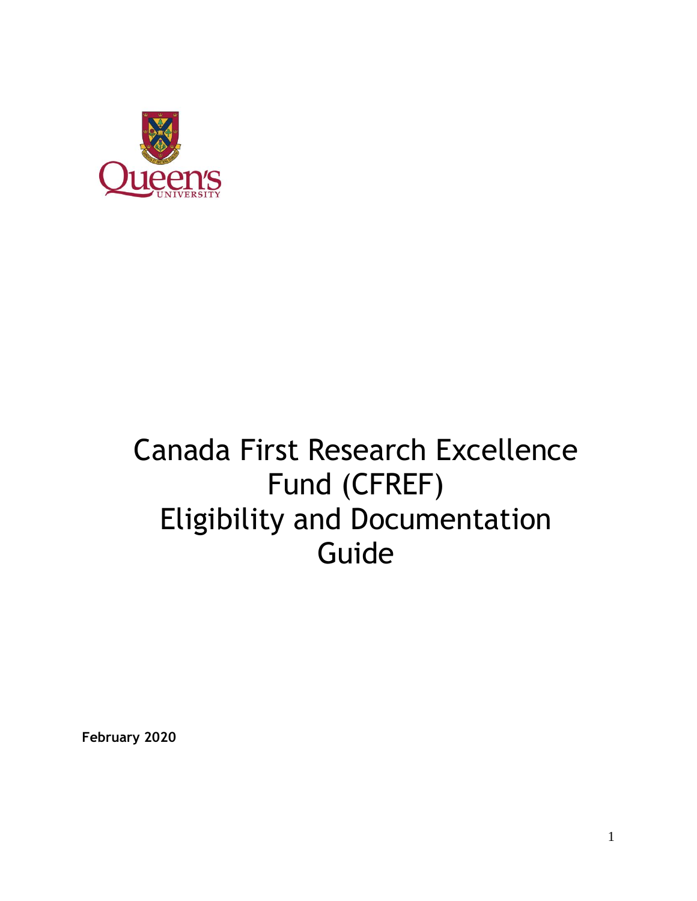# Canada First Research Excellence Fund (CFREF) Eligibility and Documentation Guide

**February 2020**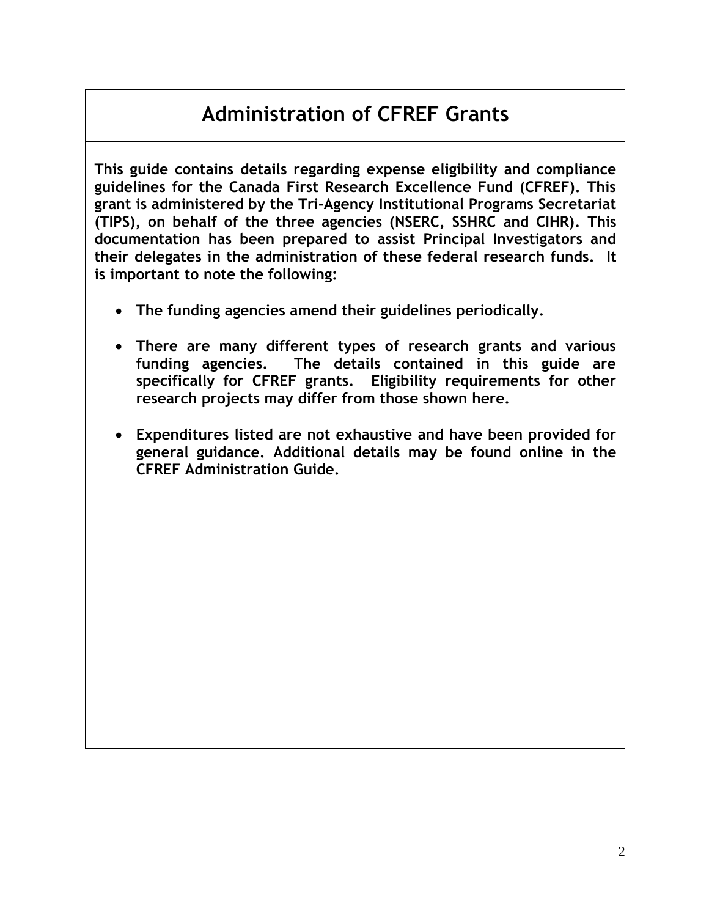# Administration of CFREF Grants

**This guide contains details regarding expense eligibility and compliance guidelines for the Canada First Research Excellence Fund (CFREF). This grant is administered by the Tri-Agency Institutional Programs Secretariat (TIPS), on behalf of the three agencies (NSERC, SSHRC and CIHR). This documentation has been prepared to assist Principal Investigators and their delegates in the administration of these federal research funds. It is important to note the following:**

- **The funding agencies amend their guidelines periodically.**
- **There are many different types of research grants and various funding agencies. The details contained in this guide are specifically for CFREF grants. Eligibility requirements for other research projects may differ from those shown here.**
- **Expenditures listed are not exhaustive and have been provided for general guidance. Additional details may be found online in the CFREF Administration Guide.**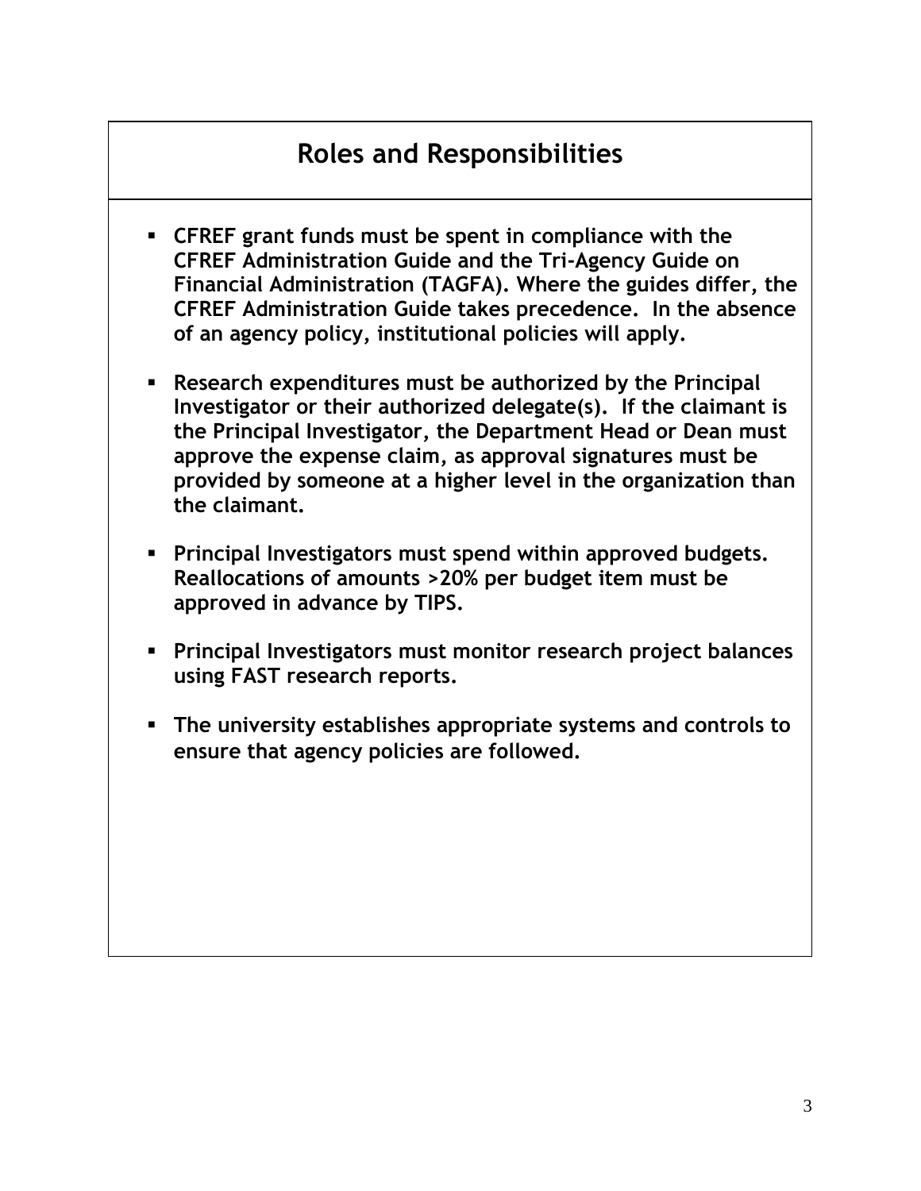## Roles and Responsibilities

- **CFREF grant funds must be spent in compliance with the CFREF Administration Guide and the Tri-Agency Guide on Financial Administration (TAGFA). Where the guides differ, the CFREF Administration Guide takes precedence. In the absence of an agency policy, institutional policies will apply.**
- **Research expenditures must be authorized by the Principal Investigator or their authorized delegate(s). If the claimant is the Principal Investigator, the Department Head or Dean must approve the expense claim, as approval signatures must be provided by someone at a higher level in the organization than the claimant.**
- **Principal Investigators must spend within approved budgets. Reallocations of amounts >20% per budget item must be approved in advance by TIPS.**
- **Principal Investigators must monitor research project balances using FAST research reports.**
- **The university establishes appropriate systems and controls to ensure that agency policies are followed.**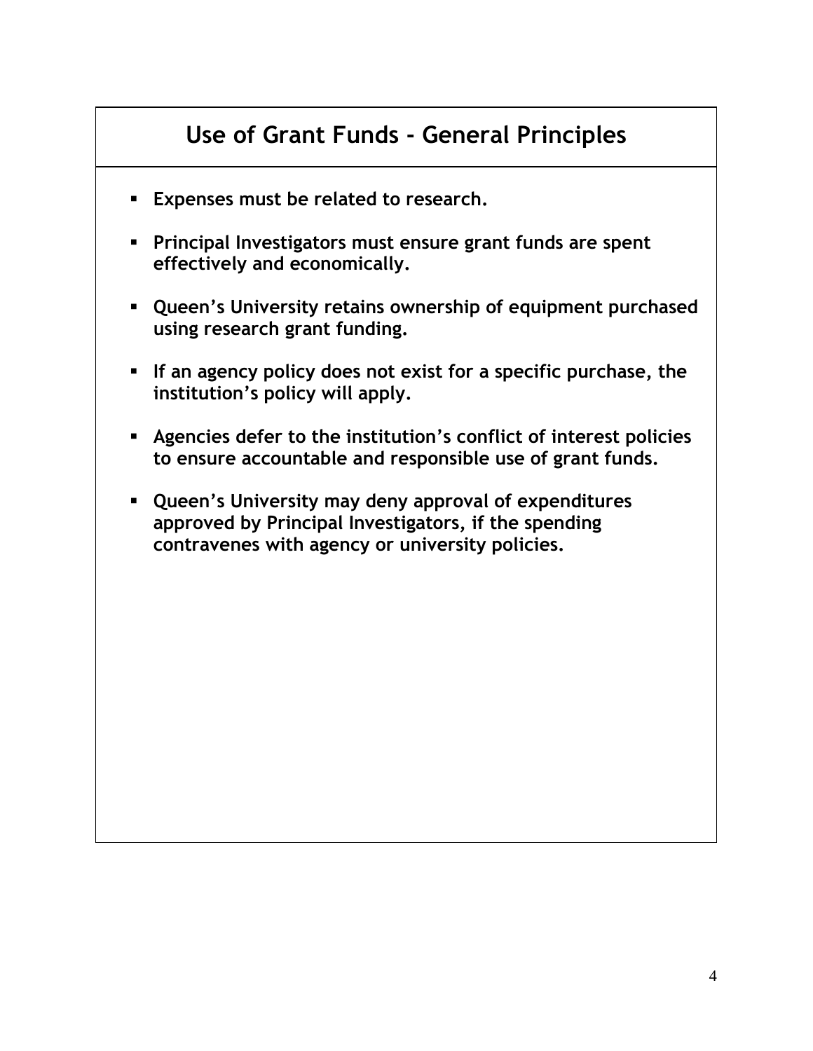## Use of Grant Funds - General Principles

- **Expenses must be related to research.**
- **Principal Investigators must ensure grant funds are spent effectively and economically.**
- **Queen's University retains ownership of equipment purchased using research grant funding.**
- **If an agency policy does not exist for a specific purchase, the institution's policy will apply.**
- **Agencies defer to the institution's conflict of interest policies to ensure accountable and responsible use of grant funds.**
- **Queen's University may deny approval of expenditures approved by Principal Investigators, if the spending contravenes with agency or university policies.**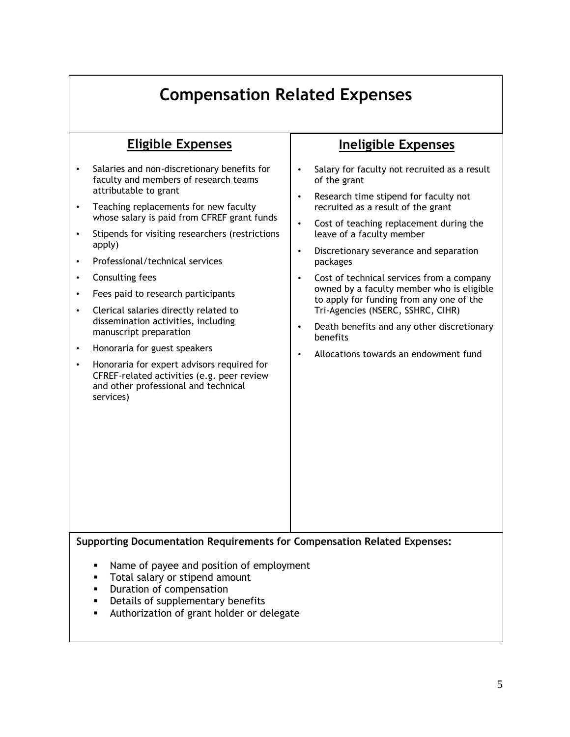# Compensation Related Expenses

## Eligible Expenses

- Salaries and non-discretionary benefits for faculty and members of research teams attributable to grant
- Teaching replacements for new faculty whose salary is paid from CFREF grant funds
- Stipends for visiting researchers (restrictions apply)
- Professional/technical services
- Consulting fees
- Fees paid to research participants
- Clerical salaries directly related to dissemination activities, including manuscript preparation
- Honoraria for guest speakers
- Honoraria for expert advisors required for CFREF-related activities (e.g. peer review and other professional and technical services)

## Ineligible Expenses

- Salary for faculty not recruited as a result of the grant
- Research time stipend for faculty not recruited as a result of the grant
- Cost of teaching replacement during the leave of a faculty member
- Discretionary severance and separation packages
- Cost of technical services from a company owned by a faculty member who is eligible to apply for funding from any one of the Tri-Agencies (NSERC, SSHRC, CIHR)
- Death benefits and any other discretionary benefits
- Allocations towards an endowment fund

**Supporting Documentation Requirements for Compensation Related Expenses:**

- Name of payee and position of employment
- Total salary or stipend amount
- Duration of compensation
- Details of supplementary benefits
- Authorization of grant holder or delegate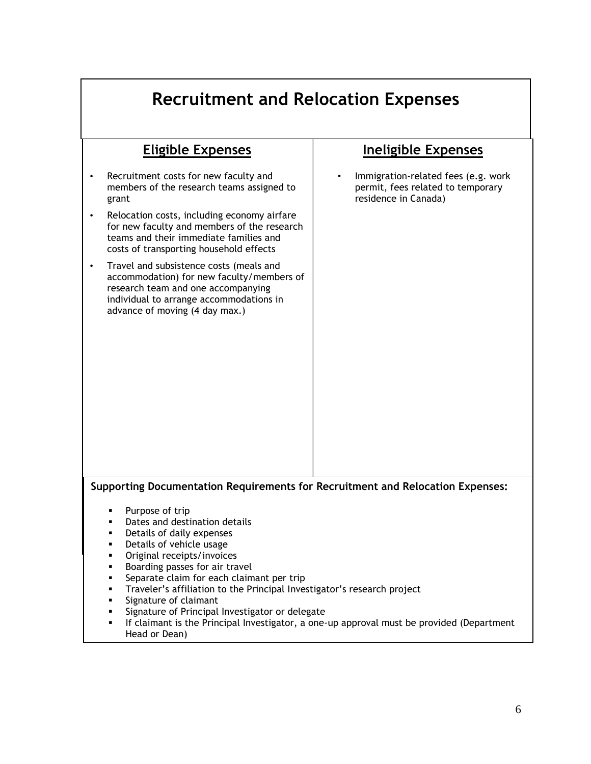# Recruitment and Relocation Expenses

| Eligible Expenses | Ineligible Expenses |
|---|---|
| • Recruitment costs for new faculty and members of the research teams assigned to grant<br>• Relocation costs, including economy airfare for new faculty and members of the research teams and their immediate families and costs of transporting household effects<br>• Travel and subsistence costs (meals and accommodation) for new faculty/members of research team and one accompanying individual to arrange accommodations in advance of moving (4 day max.) | • Immigration-related fees (e.g. work permit, fees related to temporary residence in Canada) |

**Supporting Documentation Requirements for Recruitment and Relocation Expenses:**

- Purpose of trip
- Dates and destination details
- Details of daily expenses
- Details of vehicle usage
- Original receipts/invoices
- Boarding passes for air travel
- Separate claim for each claimant per trip
- Traveler's affiliation to the Principal Investigator's research project
- Signature of claimant
- Signature of Principal Investigator or delegate
- If claimant is the Principal Investigator, a one-up approval must be provided (Department Head or Dean)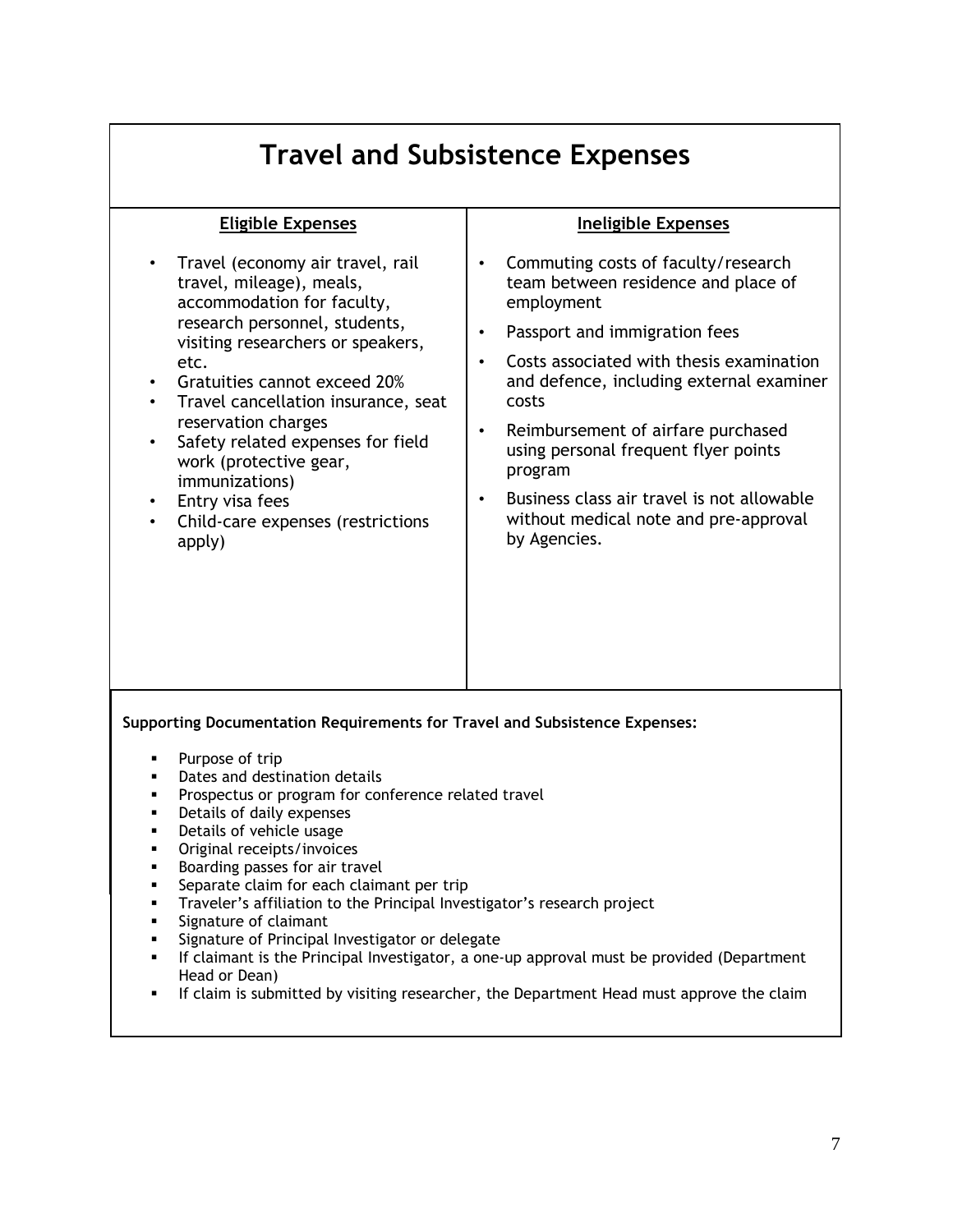# Travel and Subsistence Expenses

| Eligible Expenses | Ineligible Expenses |
| --- | --- |
| • Travel (economy air travel, rail travel, mileage), meals, accommodation for faculty, research personnel, students, visiting researchers or speakers, etc.<br>• Gratuities cannot exceed 20%<br>• Travel cancellation insurance, seat reservation charges<br>• Safety related expenses for field work (protective gear, immunizations)<br>• Entry visa fees<br>• Child-care expenses (restrictions apply) | • Commuting costs of faculty/research team between residence and place of employment<br>• Passport and immigration fees<br>• Costs associated with thesis examination and defence, including external examiner costs<br>• Reimbursement of airfare purchased using personal frequent flyer points program<br>• Business class air travel is not allowable without medical note and pre-approval by Agencies. |

**Supporting Documentation Requirements for Travel and Subsistence Expenses:**

- Purpose of trip
- Dates and destination details
- Prospectus or program for conference related travel
- Details of daily expenses
- Details of vehicle usage
- Original receipts/invoices
- Boarding passes for air travel
- Separate claim for each claimant per trip
- Traveler's affiliation to the Principal Investigator's research project
- Signature of claimant
- Signature of Principal Investigator or delegate
- If claimant is the Principal Investigator, a one-up approval must be provided (Department Head or Dean)
- If claim is submitted by visiting researcher, the Department Head must approve the claim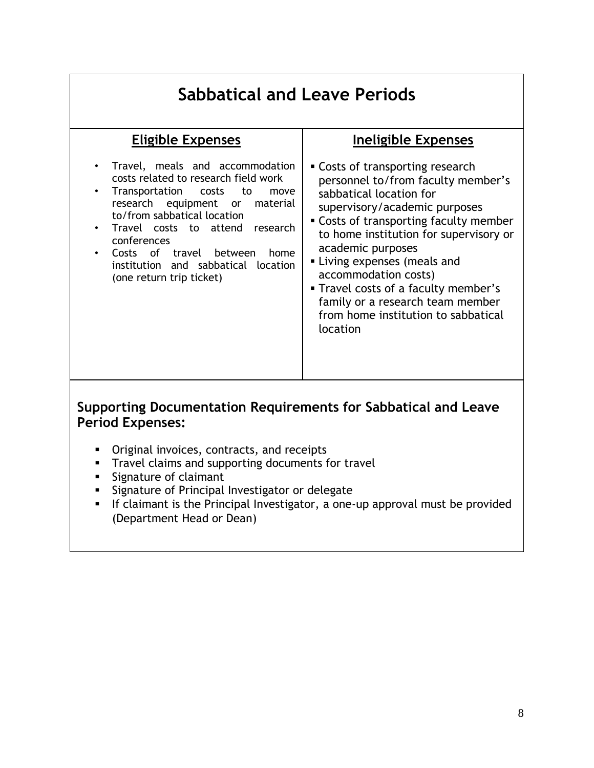# Sabbatical and Leave Periods

| Eligible Expenses | Ineligible Expenses |
| --- | --- |
| • Travel, meals and accommodation costs related to research field work<br>• Transportation costs to move research equipment or material to/from sabbatical location<br>• Travel costs to attend research conferences<br>• Costs of travel between home institution and sabbatical location (one return trip ticket) | • Costs of transporting research personnel to/from faculty member's sabbatical location for supervisory/academic purposes<br>• Costs of transporting faculty member to home institution for supervisory or academic purposes<br>• Living expenses (meals and accommodation costs)<br>• Travel costs of a faculty member's family or a research team member from home institution to sabbatical location |

**Supporting Documentation Requirements for Sabbatical and Leave Period Expenses:**

- Original invoices, contracts, and receipts
- Travel claims and supporting documents for travel
- Signature of claimant
- Signature of Principal Investigator or delegate
- If claimant is the Principal Investigator, a one-up approval must be provided (Department Head or Dean)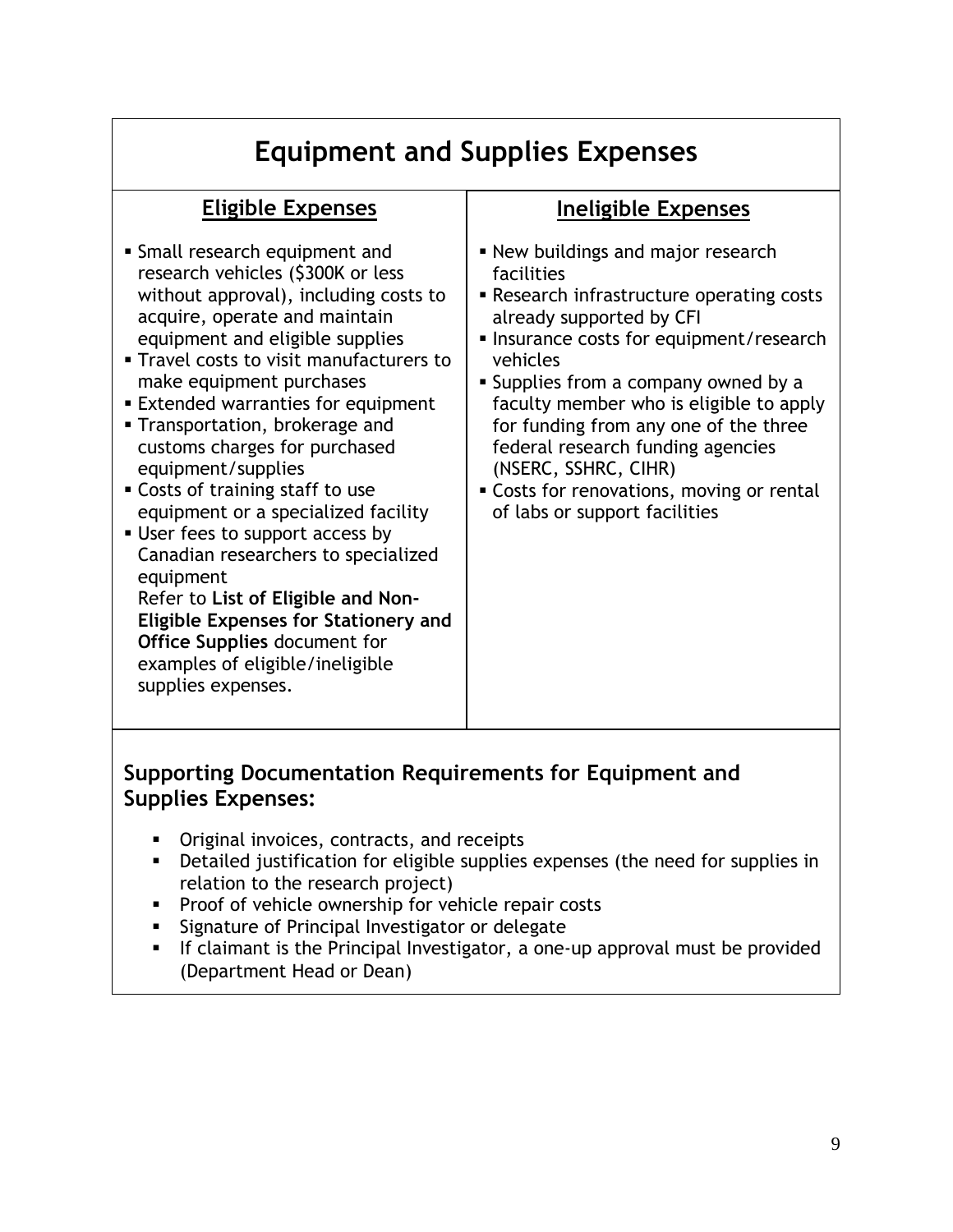## Equipment and Supplies Expenses

| Eligible Expenses | Ineligible Expenses |
|---|---|
| ▪ Small research equipment and research vehicles ($300K or less without approval), including costs to acquire, operate and maintain equipment and eligible supplies<br>▪ Travel costs to visit manufacturers to make equipment purchases<br>▪ Extended warranties for equipment<br>▪ Transportation, brokerage and customs charges for purchased equipment/supplies<br>▪ Costs of training staff to use equipment or a specialized facility<br>▪ User fees to support access by Canadian researchers to specialized equipment<br>Refer to **List of Eligible and Non-Eligible Expenses for Stationery and Office Supplies** document for examples of eligible/ineligible supplies expenses. | ▪ New buildings and major research facilities<br>▪ Research infrastructure operating costs already supported by CFI<br>▪ Insurance costs for equipment/research vehicles<br>▪ Supplies from a company owned by a faculty member who is eligible to apply for funding from any one of the three federal research funding agencies (NSERC, SSHRC, CIHR)<br>▪ Costs for renovations, moving or rental of labs or support facilities |

### Supporting Documentation Requirements for Equipment and Supplies Expenses:

- Original invoices, contracts, and receipts
- Detailed justification for eligible supplies expenses (the need for supplies in relation to the research project)
- Proof of vehicle ownership for vehicle repair costs
- Signature of Principal Investigator or delegate
- If claimant is the Principal Investigator, a one-up approval must be provided (Department Head or Dean)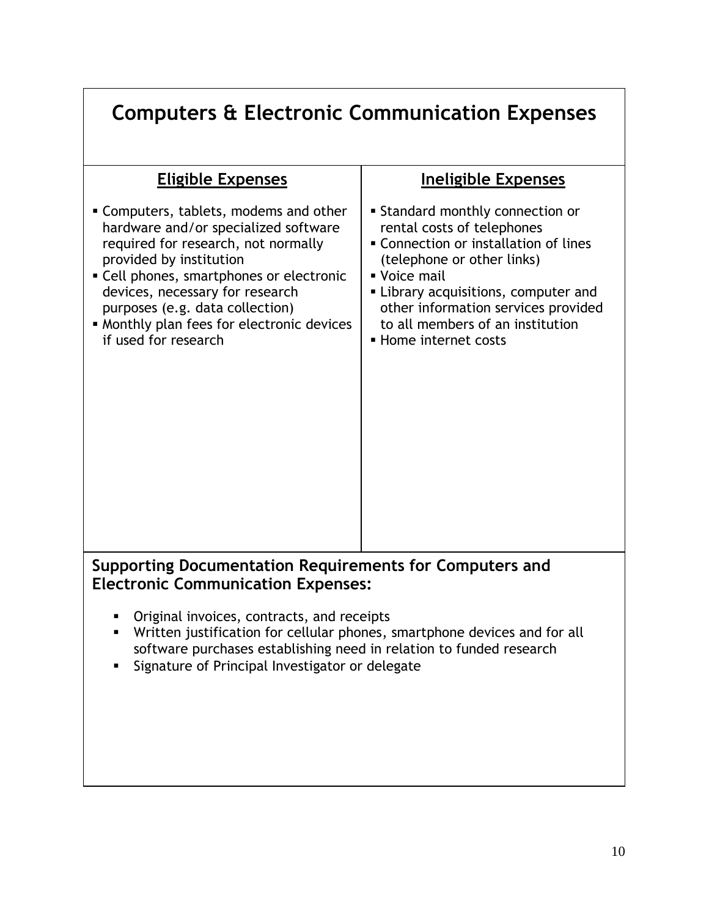# Computers & Electronic Communication Expenses

| Eligible Expenses | Ineligible Expenses |
|---|---|
| ▪ Computers, tablets, modems and other hardware and/or specialized software required for research, not normally provided by institution<br>▪ Cell phones, smartphones or electronic devices, necessary for research purposes (e.g. data collection)<br>▪ Monthly plan fees for electronic devices if used for research | ▪ Standard monthly connection or rental costs of telephones<br>▪ Connection or installation of lines (telephone or other links)<br>▪ Voice mail<br>▪ Library acquisitions, computer and other information services provided to all members of an institution<br>▪ Home internet costs |

**Supporting Documentation Requirements for Computers and Electronic Communication Expenses:**

- Original invoices, contracts, and receipts
- Written justification for cellular phones, smartphone devices and for all software purchases establishing need in relation to funded research
- Signature of Principal Investigator or delegate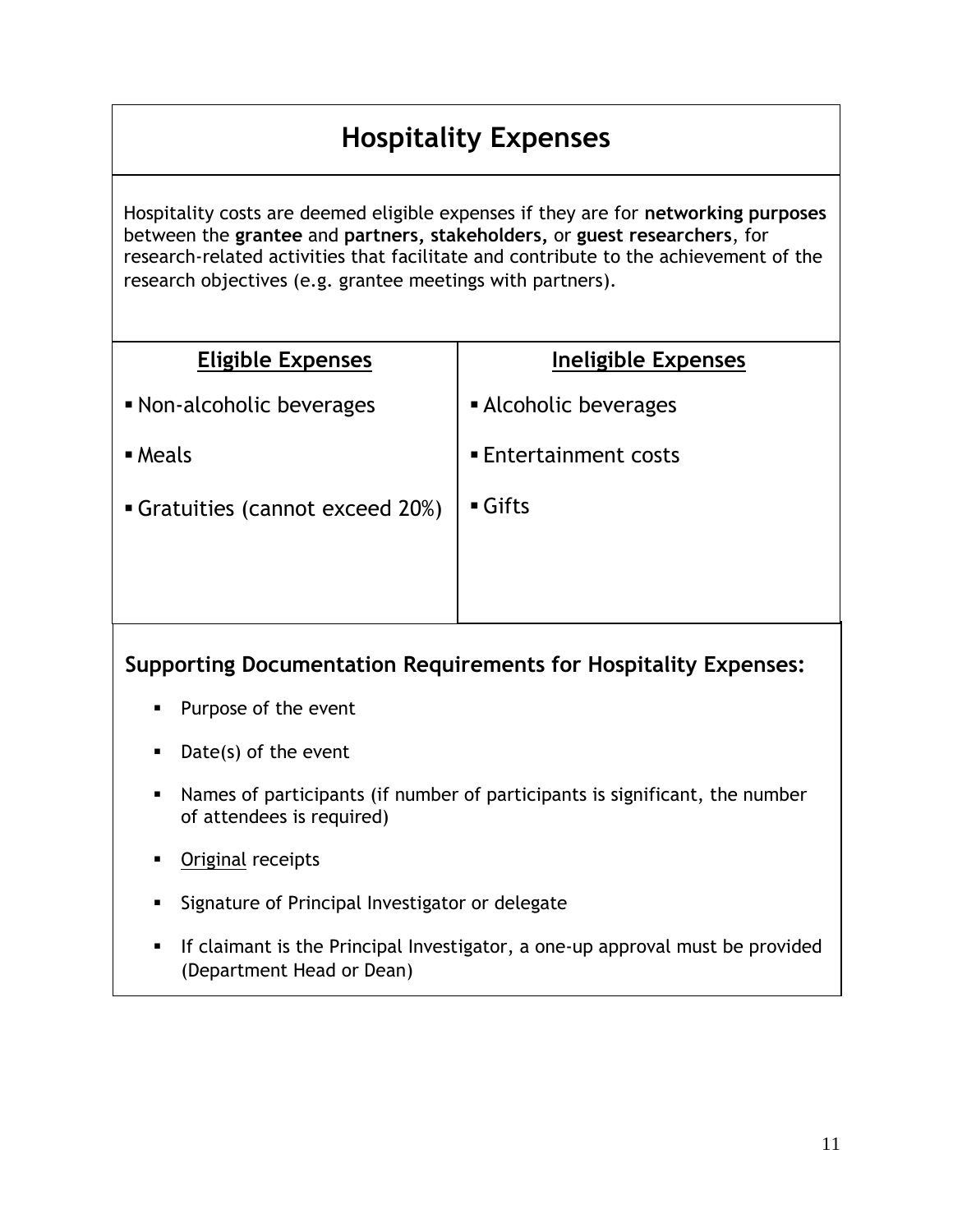# Hospitality Expenses

Hospitality costs are deemed eligible expenses if they are for **networking purposes** between the **grantee** and **partners, stakeholders,** or **guest researchers**, for research-related activities that facilitate and contribute to the achievement of the research objectives (e.g. grantee meetings with partners).

| Eligible Expenses | Ineligible Expenses |
|---|---|
| ▪ Non-alcoholic beverages | ▪ Alcoholic beverages |
| ▪ Meals | ▪ Entertainment costs |
| ▪ Gratuities (cannot exceed 20%) | ▪ Gifts |

### Supporting Documentation Requirements for Hospitality Expenses:

- Purpose of the event
- Date(s) of the event
- Names of participants (if number of participants is significant, the number of attendees is required)
- Original receipts
- Signature of Principal Investigator or delegate
- If claimant is the Principal Investigator, a one-up approval must be provided (Department Head or Dean)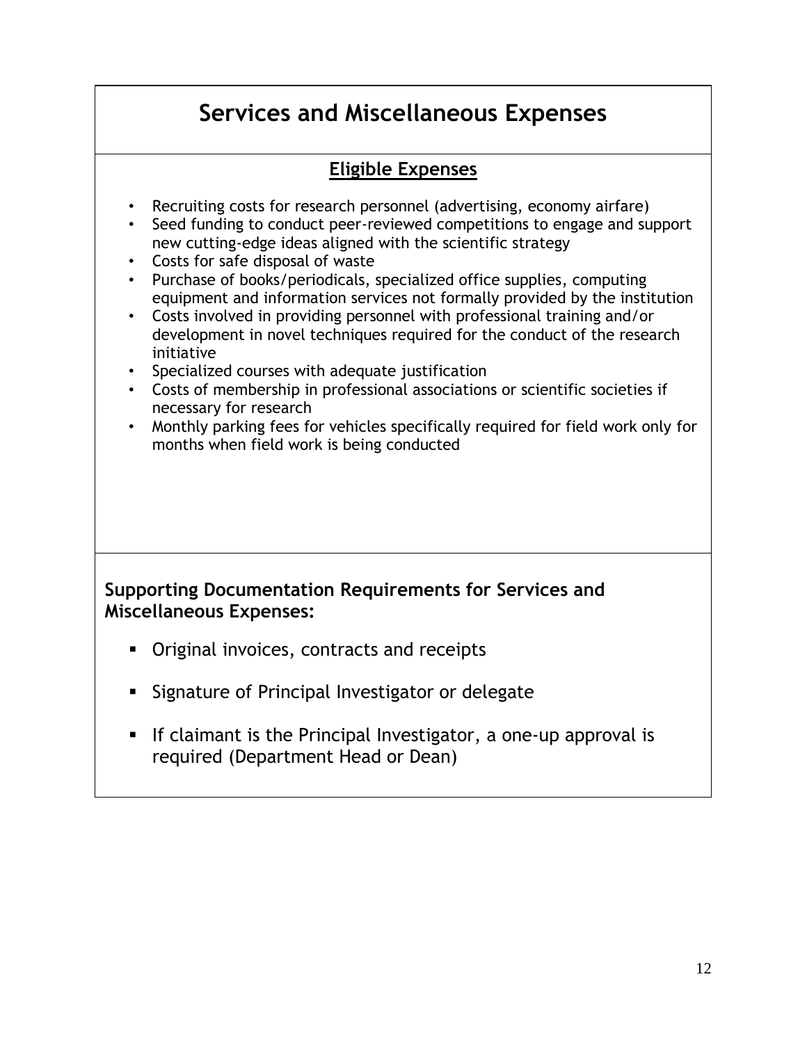# Services and Miscellaneous Expenses

## Eligible Expenses

- Recruiting costs for research personnel (advertising, economy airfare)
- Seed funding to conduct peer-reviewed competitions to engage and support new cutting-edge ideas aligned with the scientific strategy
- Costs for safe disposal of waste
- Purchase of books/periodicals, specialized office supplies, computing equipment and information services not formally provided by the institution
- Costs involved in providing personnel with professional training and/or development in novel techniques required for the conduct of the research initiative
- Specialized courses with adequate justification
- Costs of membership in professional associations or scientific societies if necessary for research
- Monthly parking fees for vehicles specifically required for field work only for months when field work is being conducted

**Supporting Documentation Requirements for Services and Miscellaneous Expenses:**

- Original invoices, contracts and receipts
- Signature of Principal Investigator or delegate
- If claimant is the Principal Investigator, a one-up approval is required (Department Head or Dean)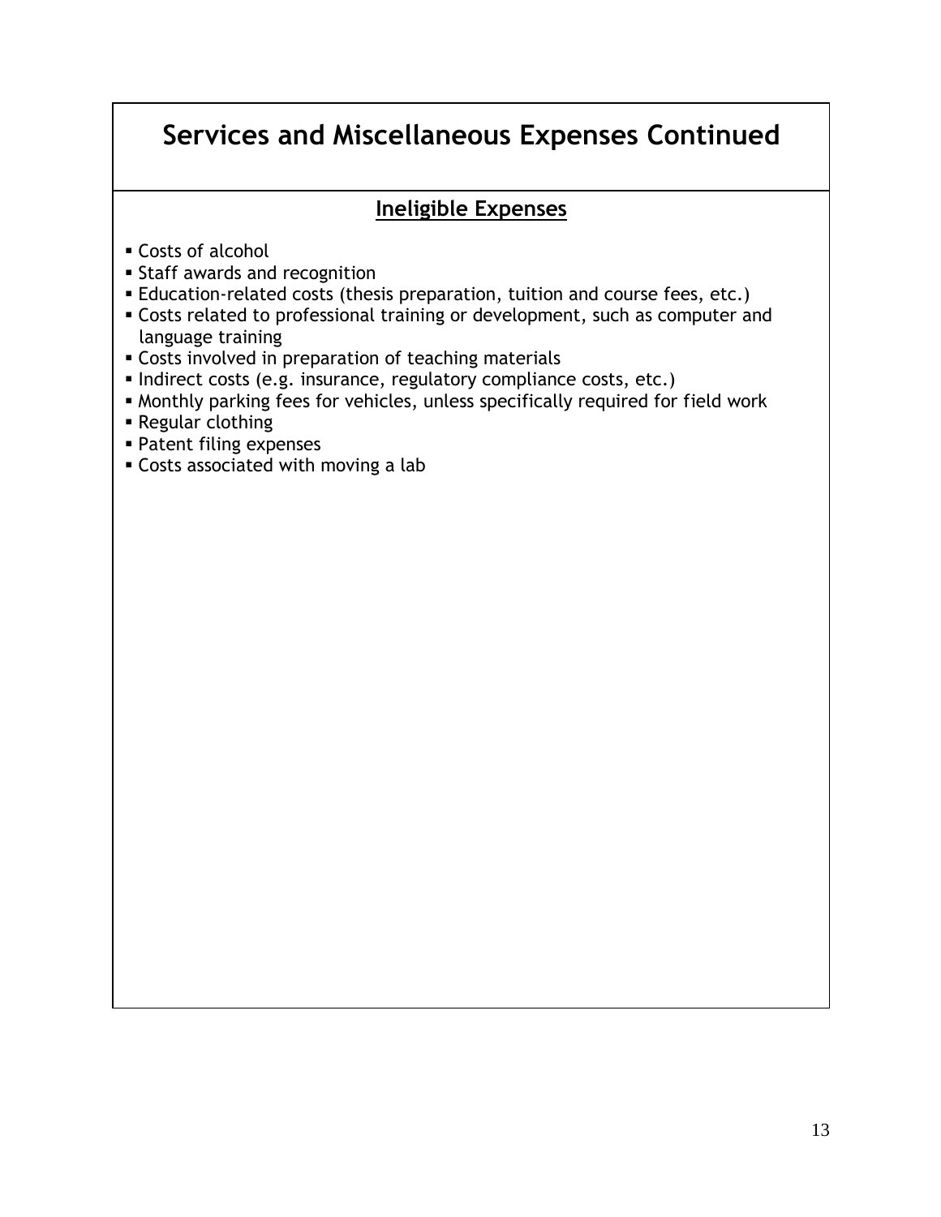# Services and Miscellaneous Expenses Continued

## Ineligible Expenses

- Costs of alcohol
- Staff awards and recognition
- Education-related costs (thesis preparation, tuition and course fees, etc.)
- Costs related to professional training or development, such as computer and language training
- Costs involved in preparation of teaching materials
- Indirect costs (e.g. insurance, regulatory compliance costs, etc.)
- Monthly parking fees for vehicles, unless specifically required for field work
- Regular clothing
- Patent filing expenses
- Costs associated with moving a lab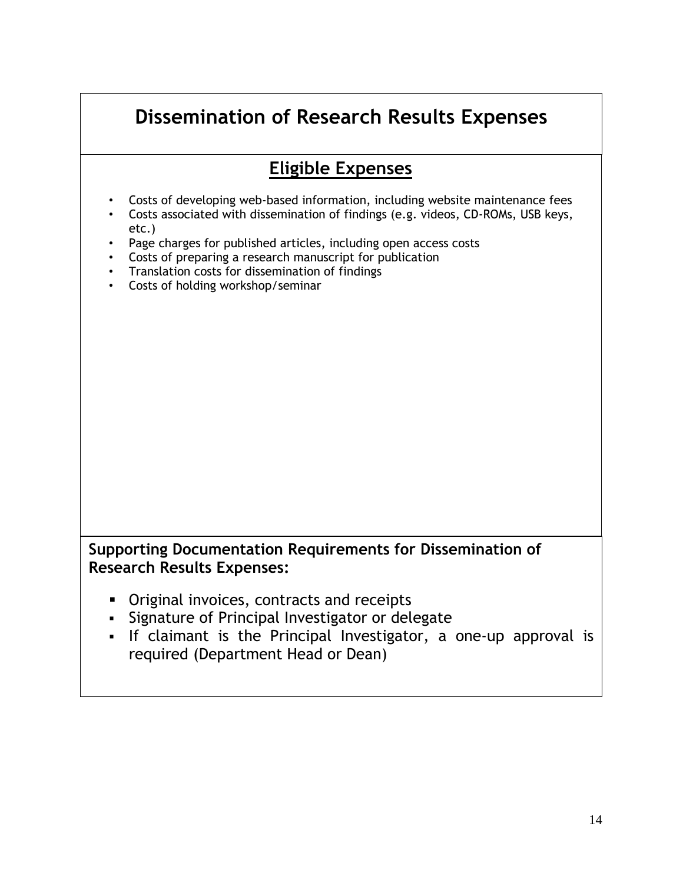# Dissemination of Research Results Expenses

## Eligible Expenses

- Costs of developing web-based information, including website maintenance fees
- Costs associated with dissemination of findings (e.g. videos, CD-ROMs, USB keys, etc.)
- Page charges for published articles, including open access costs
- Costs of preparing a research manuscript for publication
- Translation costs for dissemination of findings
- Costs of holding workshop/seminar

**Supporting Documentation Requirements for Dissemination of Research Results Expenses:**

- Original invoices, contracts and receipts
- Signature of Principal Investigator or delegate
- If claimant is the Principal Investigator, a one-up approval is required (Department Head or Dean)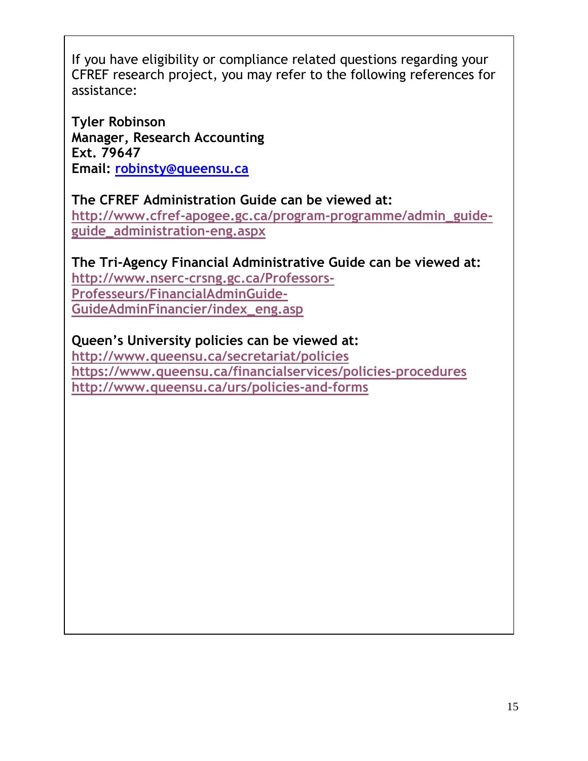If you have eligibility or compliance related questions regarding your CFREF research project, you may refer to the following references for assistance:

**Tyler Robinson**
**Manager, Research Accounting**
**Ext. 79647**
**Email: robinsty@queensu.ca**

**The CFREF Administration Guide can be viewed at:**
http://www.cfref-apogee.gc.ca/program-programme/admin_guide-guide_administration-eng.aspx

**The Tri-Agency Financial Administrative Guide can be viewed at:**
http://www.nserc-crsng.gc.ca/Professors-Professeurs/FinancialAdminGuide-GuideAdminFinancier/index_eng.asp

**Queen's University policies can be viewed at:**
http://www.queensu.ca/secretariat/policies
https://www.queensu.ca/financialservices/policies-procedures
http://www.queensu.ca/urs/policies-and-forms